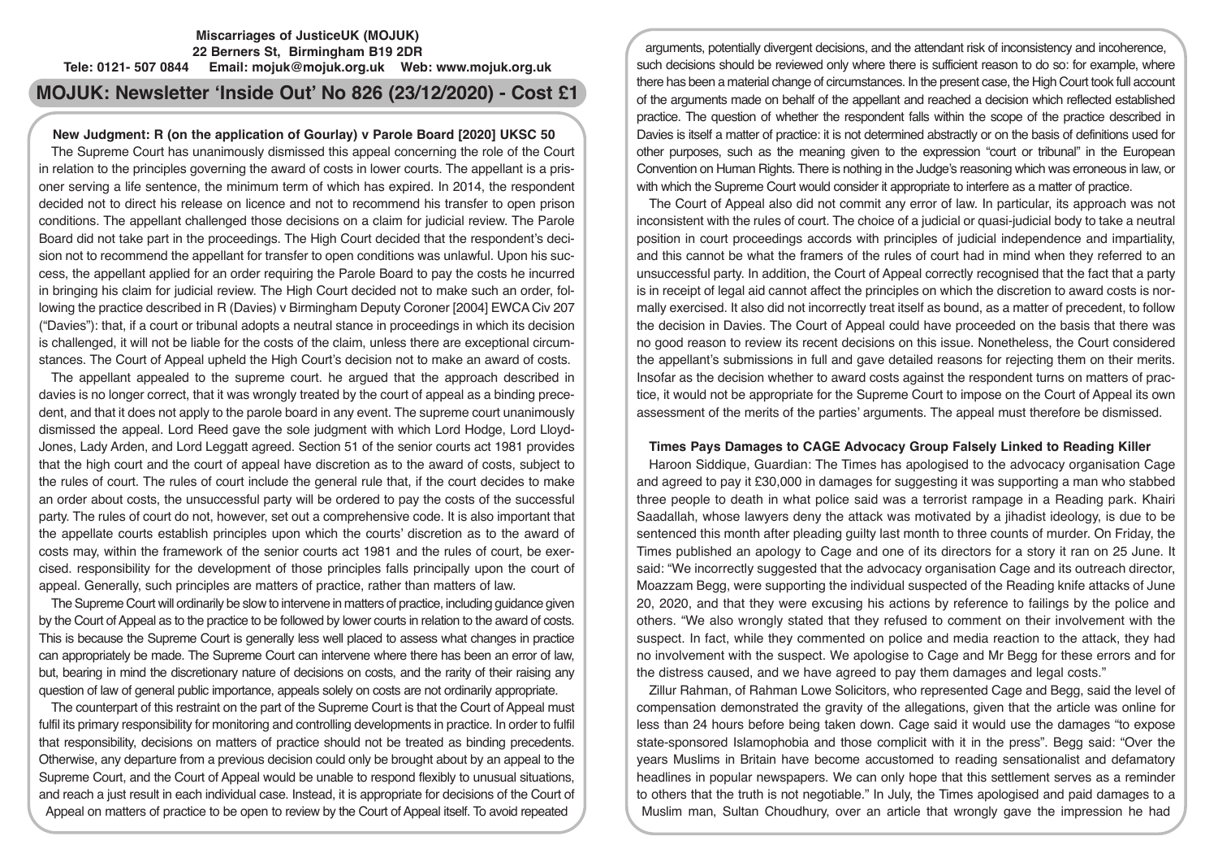**Miscarriages of JusticeUK (MOJUK)**
**22 Berners St, Birmingham B19 2DR**
**Tele: 0121- 507 0844 Email: mojuk@mojuk.org.uk Web: www.mojuk.org.uk**

# MOJUK: Newsletter 'Inside Out' No 826 (23/12/2020) - Cost £1

## New Judgment: R (on the application of Gourlay) v Parole Board [2020] UKSC 50

The Supreme Court has unanimously dismissed this appeal concerning the role of the Court in relation to the principles governing the award of costs in lower courts. The appellant is a prisoner serving a life sentence, the minimum term of which has expired. In 2014, the respondent decided not to direct his release on licence and not to recommend his transfer to open prison conditions. The appellant challenged those decisions on a claim for judicial review. The Parole Board did not take part in the proceedings. The High Court decided that the respondent's decision not to recommend the appellant for transfer to open conditions was unlawful. Upon his success, the appellant applied for an order requiring the Parole Board to pay the costs he incurred in bringing his claim for judicial review. The High Court decided not to make such an order, following the practice described in R (Davies) v Birmingham Deputy Coroner [2004] EWCA Civ 207 ("Davies"): that, if a court or tribunal adopts a neutral stance in proceedings in which its decision is challenged, it will not be liable for the costs of the claim, unless there are exceptional circumstances. The Court of Appeal upheld the High Court's decision not to make an award of costs.

The appellant appealed to the supreme court. he argued that the approach described in davies is no longer correct, that it was wrongly treated by the court of appeal as a binding precedent, and that it does not apply to the parole board in any event. The supreme court unanimously dismissed the appeal. Lord Reed gave the sole judgment with which Lord Hodge, Lord Lloyd-Jones, Lady Arden, and Lord Leggatt agreed. Section 51 of the senior courts act 1981 provides that the high court and the court of appeal have discretion as to the award of costs, subject to the rules of court. The rules of court include the general rule that, if the court decides to make an order about costs, the unsuccessful party will be ordered to pay the costs of the successful party. The rules of court do not, however, set out a comprehensive code. It is also important that the appellate courts establish principles upon which the courts' discretion as to the award of costs may, within the framework of the senior courts act 1981 and the rules of court, be exercised. responsibility for the development of those principles falls principally upon the court of appeal. Generally, such principles are matters of practice, rather than matters of law.

The Supreme Court will ordinarily be slow to intervene in matters of practice, including guidance given by the Court of Appeal as to the practice to be followed by lower courts in relation to the award of costs. This is because the Supreme Court is generally less well placed to assess what changes in practice can appropriately be made. The Supreme Court can intervene where there has been an error of law, but, bearing in mind the discretionary nature of decisions on costs, and the rarity of their raising any question of law of general public importance, appeals solely on costs are not ordinarily appropriate.

The counterpart of this restraint on the part of the Supreme Court is that the Court of Appeal must fulfil its primary responsibility for monitoring and controlling developments in practice. In order to fulfil that responsibility, decisions on matters of practice should not be treated as binding precedents. Otherwise, any departure from a previous decision could only be brought about by an appeal to the Supreme Court, and the Court of Appeal would be unable to respond flexibly to unusual situations, and reach a just result in each individual case. Instead, it is appropriate for decisions of the Court of Appeal on matters of practice to be open to review by the Court of Appeal itself. To avoid repeated arguments, potentially divergent decisions, and the attendant risk of inconsistency and incoherence, such decisions should be reviewed only where there is sufficient reason to do so: for example, where there has been a material change of circumstances. In the present case, the High Court took full account of the arguments made on behalf of the appellant and reached a decision which reflected established practice. The question of whether the respondent falls within the scope of the practice described in Davies is itself a matter of practice: it is not determined abstractly or on the basis of definitions used for other purposes, such as the meaning given to the expression "court or tribunal" in the European Convention on Human Rights. There is nothing in the Judge's reasoning which was erroneous in law, or with which the Supreme Court would consider it appropriate to interfere as a matter of practice.

The Court of Appeal also did not commit any error of law. In particular, its approach was not inconsistent with the rules of court. The choice of a judicial or quasi-judicial body to take a neutral position in court proceedings accords with principles of judicial independence and impartiality, and this cannot be what the framers of the rules of court had in mind when they referred to an unsuccessful party. In addition, the Court of Appeal correctly recognised that the fact that a party is in receipt of legal aid cannot affect the principles on which the discretion to award costs is normally exercised. It also did not incorrectly treat itself as bound, as a matter of precedent, to follow the decision in Davies. The Court of Appeal could have proceeded on the basis that there was no good reason to review its recent decisions on this issue. Nonetheless, the Court considered the appellant's submissions in full and gave detailed reasons for rejecting them on their merits. Insofar as the decision whether to award costs against the respondent turns on matters of practice, it would not be appropriate for the Supreme Court to impose on the Court of Appeal its own assessment of the merits of the parties' arguments. The appeal must therefore be dismissed.

## Times Pays Damages to CAGE Advocacy Group Falsely Linked to Reading Killer

Haroon Siddique, Guardian: The Times has apologised to the advocacy organisation Cage and agreed to pay it £30,000 in damages for suggesting it was supporting a man who stabbed three people to death in what police said was a terrorist rampage in a Reading park. Khairi Saadallah, whose lawyers deny the attack was motivated by a jihadist ideology, is due to be sentenced this month after pleading guilty last month to three counts of murder. On Friday, the Times published an apology to Cage and one of its directors for a story it ran on 25 June. It said: "We incorrectly suggested that the advocacy organisation Cage and its outreach director, Moazzam Begg, were supporting the individual suspected of the Reading knife attacks of June 20, 2020, and that they were excusing his actions by reference to failings by the police and others. "We also wrongly stated that they refused to comment on their involvement with the suspect. In fact, while they commented on police and media reaction to the attack, they had no involvement with the suspect. We apologise to Cage and Mr Begg for these errors and for the distress caused, and we have agreed to pay them damages and legal costs."

Zillur Rahman, of Rahman Lowe Solicitors, who represented Cage and Begg, said the level of compensation demonstrated the gravity of the allegations, given that the article was online for less than 24 hours before being taken down. Cage said it would use the damages "to expose state-sponsored Islamophobia and those complicit with it in the press". Begg said: "Over the years Muslims in Britain have become accustomed to reading sensationalist and defamatory headlines in popular newspapers. We can only hope that this settlement serves as a reminder to others that the truth is not negotiable." In July, the Times apologised and paid damages to a Muslim man, Sultan Choudhury, over an article that wrongly gave the impression he had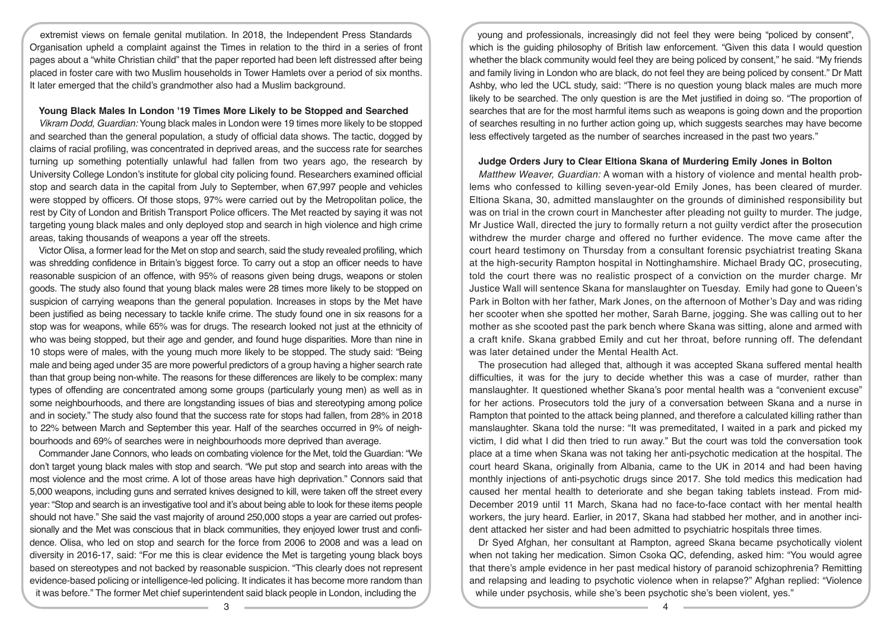extremist views on female genital mutilation. In 2018, the Independent Press Standards Organisation upheld a complaint against the Times in relation to the third in a series of front pages about a "white Christian child" that the paper reported had been left distressed after being placed in foster care with two Muslim households in Tower Hamlets over a period of six months. It later emerged that the child's grandmother also had a Muslim background.

### Young Black Males In London '19 Times More Likely to be Stopped and Searched

*Vikram Dodd, Guardian:* Young black males in London were 19 times more likely to be stopped and searched than the general population, a study of official data shows. The tactic, dogged by claims of racial profiling, was concentrated in deprived areas, and the success rate for searches turning up something potentially unlawful had fallen from two years ago, the research by University College London's institute for global city policing found. Researchers examined official stop and search data in the capital from July to September, when 67,997 people and vehicles were stopped by officers. Of those stops, 97% were carried out by the Metropolitan police, the rest by City of London and British Transport Police officers. The Met reacted by saying it was not targeting young black males and only deployed stop and search in high violence and high crime areas, taking thousands of weapons a year off the streets.

Victor Olisa, a former lead for the Met on stop and search, said the study revealed profiling, which was shredding confidence in Britain's biggest force. To carry out a stop an officer needs to have reasonable suspicion of an offence, with 95% of reasons given being drugs, weapons or stolen goods. The study also found that young black males were 28 times more likely to be stopped on suspicion of carrying weapons than the general population. Increases in stops by the Met have been justified as being necessary to tackle knife crime. The study found one in six reasons for a stop was for weapons, while 65% was for drugs. The research looked not just at the ethnicity of who was being stopped, but their age and gender, and found huge disparities. More than nine in 10 stops were of males, with the young much more likely to be stopped. The study said: "Being male and being aged under 35 are more powerful predictors of a group having a higher search rate than that group being non-white. The reasons for these differences are likely to be complex: many types of offending are concentrated among some groups (particularly young men) as well as in some neighbourhoods, and there are longstanding issues of bias and stereotyping among police and in society." The study also found that the success rate for stops had fallen, from 28% in 2018 to 22% between March and September this year. Half of the searches occurred in 9% of neighbourhoods and 69% of searches were in neighbourhoods more deprived than average.

Commander Jane Connors, who leads on combating violence for the Met, told the Guardian: "We don't target young black males with stop and search. "We put stop and search into areas with the most violence and the most crime. A lot of those areas have high deprivation." Connors said that 5,000 weapons, including guns and serrated knives designed to kill, were taken off the street every year: "Stop and search is an investigative tool and it's about being able to look for these items people should not have." She said the vast majority of around 250,000 stops a year are carried out professionally and the Met was conscious that in black communities, they enjoyed lower trust and confidence. Olisa, who led on stop and search for the force from 2006 to 2008 and was a lead on diversity in 2016-17, said: "For me this is clear evidence the Met is targeting young black boys based on stereotypes and not backed by reasonable suspicion. "This clearly does not represent evidence-based policing or intelligence-led policing. It indicates it has become more random than it was before." The former Met chief superintendent said black people in London, including the young and professionals, increasingly did not feel they were being "policed by consent", which is the guiding philosophy of British law enforcement. "Given this data I would question whether the black community would feel they are being policed by consent," he said. "My friends and family living in London who are black, do not feel they are being policed by consent." Dr Matt Ashby, who led the UCL study, said: "There is no question young black males are much more likely to be searched. The only question is are the Met justified in doing so. "The proportion of searches that are for the most harmful items such as weapons is going down and the proportion of searches resulting in no further action going up, which suggests searches may have become less effectively targeted as the number of searches increased in the past two years."

### Judge Orders Jury to Clear Eltiona Skana of Murdering Emily Jones in Bolton

*Matthew Weaver, Guardian:* A woman with a history of violence and mental health problems who confessed to killing seven-year-old Emily Jones, has been cleared of murder. Eltiona Skana, 30, admitted manslaughter on the grounds of diminished responsibility but was on trial in the crown court in Manchester after pleading not guilty to murder. The judge, Mr Justice Wall, directed the jury to formally return a not guilty verdict after the prosecution withdrew the murder charge and offered no further evidence. The move came after the court heard testimony on Thursday from a consultant forensic psychiatrist treating Skana at the high-security Rampton hospital in Nottinghamshire. Michael Brady QC, prosecuting, told the court there was no realistic prospect of a conviction on the murder charge. Mr Justice Wall will sentence Skana for manslaughter on Tuesday. Emily had gone to Queen's Park in Bolton with her father, Mark Jones, on the afternoon of Mother's Day and was riding her scooter when she spotted her mother, Sarah Barne, jogging. She was calling out to her mother as she scooted past the park bench where Skana was sitting, alone and armed with a craft knife. Skana grabbed Emily and cut her throat, before running off. The defendant was later detained under the Mental Health Act.

The prosecution had alleged that, although it was accepted Skana suffered mental health difficulties, it was for the jury to decide whether this was a case of murder, rather than manslaughter. It questioned whether Skana's poor mental health was a "convenient excuse" for her actions. Prosecutors told the jury of a conversation between Skana and a nurse in Rampton that pointed to the attack being planned, and therefore a calculated killing rather than manslaughter. Skana told the nurse: "It was premeditated, I waited in a park and picked my victim, I did what I did then tried to run away." But the court was told the conversation took place at a time when Skana was not taking her anti-psychotic medication at the hospital. The court heard Skana, originally from Albania, came to the UK in 2014 and had been having monthly injections of anti-psychotic drugs since 2017. She told medics this medication had caused her mental health to deteriorate and she began taking tablets instead. From mid-December 2019 until 11 March, Skana had no face-to-face contact with her mental health workers, the jury heard. Earlier, in 2017, Skana had stabbed her mother, and in another incident attacked her sister and had been admitted to psychiatric hospitals three times.

Dr Syed Afghan, her consultant at Rampton, agreed Skana became psychotically violent when not taking her medication. Simon Csoka QC, defending, asked him: "You would agree that there's ample evidence in her past medical history of paranoid schizophrenia? Remitting and relapsing and leading to psychotic violence when in relapse?" Afghan replied: "Violence while under psychosis, while she's been psychotic she's been violent, yes."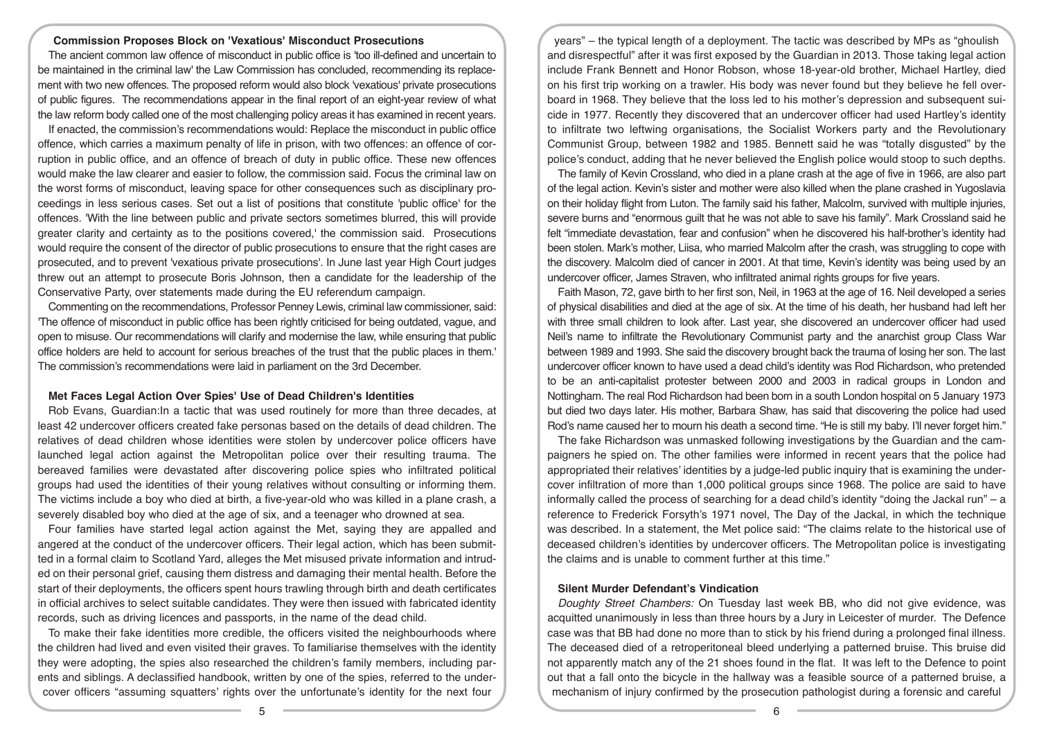### Commission Proposes Block on 'Vexatious' Misconduct Prosecutions

The ancient common law offence of misconduct in public office is 'too ill-defined and uncertain to be maintained in the criminal law' the Law Commission has concluded, recommending its replacement with two new offences. The proposed reform would also block 'vexatious' private prosecutions of public figures. The recommendations appear in the final report of an eight-year review of what the law reform body called one of the most challenging policy areas it has examined in recent years.

If enacted, the commission's recommendations would: Replace the misconduct in public office offence, which carries a maximum penalty of life in prison, with two offences: an offence of corruption in public office, and an offence of breach of duty in public office. These new offences would make the law clearer and easier to follow, the commission said. Focus the criminal law on the worst forms of misconduct, leaving space for other consequences such as disciplinary proceedings in less serious cases. Set out a list of positions that constitute 'public office' for the offences. 'With the line between public and private sectors sometimes blurred, this will provide greater clarity and certainty as to the positions covered,' the commission said. Prosecutions would require the consent of the director of public prosecutions to ensure that the right cases are prosecuted, and to prevent 'vexatious private prosecutions'. In June last year High Court judges threw out an attempt to prosecute Boris Johnson, then a candidate for the leadership of the Conservative Party, over statements made during the EU referendum campaign.

Commenting on the recommendations, Professor Penney Lewis, criminal law commissioner, said: 'The offence of misconduct in public office has been rightly criticised for being outdated, vague, and open to misuse. Our recommendations will clarify and modernise the law, while ensuring that public office holders are held to account for serious breaches of the trust that the public places in them.' The commission's recommendations were laid in parliament on the 3rd December.

### Met Faces Legal Action Over Spies' Use of Dead Children's Identities

Rob Evans, Guardian:In a tactic that was used routinely for more than three decades, at least 42 undercover officers created fake personas based on the details of dead children. The relatives of dead children whose identities were stolen by undercover police officers have launched legal action against the Metropolitan police over their resulting trauma. The bereaved families were devastated after discovering police spies who infiltrated political groups had used the identities of their young relatives without consulting or informing them. The victims include a boy who died at birth, a five-year-old who was killed in a plane crash, a severely disabled boy who died at the age of six, and a teenager who drowned at sea.

Four families have started legal action against the Met, saying they are appalled and angered at the conduct of the undercover officers. Their legal action, which has been submitted in a formal claim to Scotland Yard, alleges the Met misused private information and intruded on their personal grief, causing them distress and damaging their mental health. Before the start of their deployments, the officers spent hours trawling through birth and death certificates in official archives to select suitable candidates. They were then issued with fabricated identity records, such as driving licences and passports, in the name of the dead child.

To make their fake identities more credible, the officers visited the neighbourhoods where the children had lived and even visited their graves. To familiarise themselves with the identity they were adopting, the spies also researched the children's family members, including parents and siblings. A declassified handbook, written by one of the spies, referred to the undercover officers "assuming squatters' rights over the unfortunate's identity for the next four years" – the typical length of a deployment. The tactic was described by MPs as "ghoulish and disrespectful" after it was first exposed by the Guardian in 2013. Those taking legal action include Frank Bennett and Honor Robson, whose 18-year-old brother, Michael Hartley, died on his first trip working on a trawler. His body was never found but they believe he fell overboard in 1968. They believe that the loss led to his mother's depression and subsequent suicide in 1977. Recently they discovered that an undercover officer had used Hartley's identity to infiltrate two leftwing organisations, the Socialist Workers party and the Revolutionary Communist Group, between 1982 and 1985. Bennett said he was "totally disgusted" by the police's conduct, adding that he never believed the English police would stoop to such depths.

The family of Kevin Crossland, who died in a plane crash at the age of five in 1966, are also part of the legal action. Kevin's sister and mother were also killed when the plane crashed in Yugoslavia on their holiday flight from Luton. The family said his father, Malcolm, survived with multiple injuries, severe burns and "enormous guilt that he was not able to save his family". Mark Crossland said he felt "immediate devastation, fear and confusion" when he discovered his half-brother's identity had been stolen. Mark's mother, Liisa, who married Malcolm after the crash, was struggling to cope with the discovery. Malcolm died of cancer in 2001. At that time, Kevin's identity was being used by an undercover officer, James Straven, who infiltrated animal rights groups for five years.

Faith Mason, 72, gave birth to her first son, Neil, in 1963 at the age of 16. Neil developed a series of physical disabilities and died at the age of six. At the time of his death, her husband had left her with three small children to look after. Last year, she discovered an undercover officer had used Neil's name to infiltrate the Revolutionary Communist party and the anarchist group Class War between 1989 and 1993. She said the discovery brought back the trauma of losing her son. The last undercover officer known to have used a dead child's identity was Rod Richardson, who pretended to be an anti-capitalist protester between 2000 and 2003 in radical groups in London and Nottingham. The real Rod Richardson had been born in a south London hospital on 5 January 1973 but died two days later. His mother, Barbara Shaw, has said that discovering the police had used Rod's name caused her to mourn his death a second time. "He is still my baby. I'll never forget him."

The fake Richardson was unmasked following investigations by the Guardian and the campaigners he spied on. The other families were informed in recent years that the police had appropriated their relatives' identities by a judge-led public inquiry that is examining the undercover infiltration of more than 1,000 political groups since 1968. The police are said to have informally called the process of searching for a dead child's identity "doing the Jackal run" – a reference to Frederick Forsyth's 1971 novel, The Day of the Jackal, in which the technique was described. In a statement, the Met police said: "The claims relate to the historical use of deceased children's identities by undercover officers. The Metropolitan police is investigating the claims and is unable to comment further at this time."

### Silent Murder Defendant's Vindication

*Doughty Street Chambers:* On Tuesday last week BB, who did not give evidence, was acquitted unanimously in less than three hours by a Jury in Leicester of murder. The Defence case was that BB had done no more than to stick by his friend during a prolonged final illness. The deceased died of a retroperitoneal bleed underlying a patterned bruise. This bruise did not apparently match any of the 21 shoes found in the flat. It was left to the Defence to point out that a fall onto the bicycle in the hallway was a feasible source of a patterned bruise, a mechanism of injury confirmed by the prosecution pathologist during a forensic and careful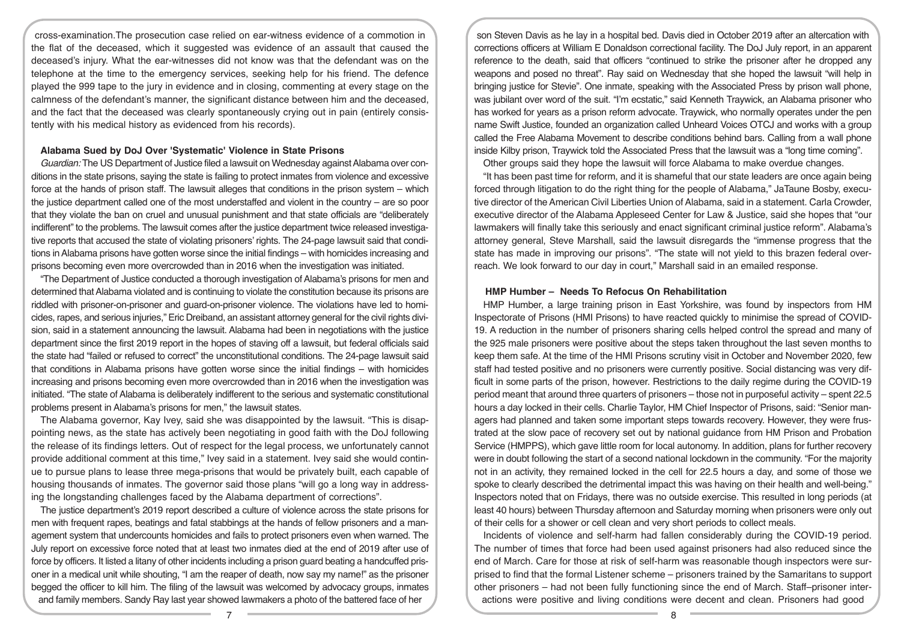cross-examination.The prosecution case relied on ear-witness evidence of a commotion in the flat of the deceased, which it suggested was evidence of an assault that caused the deceased's injury. What the ear-witnesses did not know was that the defendant was on the telephone at the time to the emergency services, seeking help for his friend. The defence played the 999 tape to the jury in evidence and in closing, commenting at every stage on the calmness of the defendant's manner, the significant distance between him and the deceased, and the fact that the deceased was clearly spontaneously crying out in pain (entirely consistently with his medical history as evidenced from his records).

**Alabama Sued by DoJ Over 'Systematic' Violence in State Prisons**

*Guardian:* The US Department of Justice filed a lawsuit on Wednesday against Alabama over conditions in the state prisons, saying the state is failing to protect inmates from violence and excessive force at the hands of prison staff. The lawsuit alleges that conditions in the prison system – which the justice department called one of the most understaffed and violent in the country – are so poor that they violate the ban on cruel and unusual punishment and that state officials are "deliberately indifferent" to the problems. The lawsuit comes after the justice department twice released investigative reports that accused the state of violating prisoners' rights. The 24-page lawsuit said that conditions in Alabama prisons have gotten worse since the initial findings – with homicides increasing and prisons becoming even more overcrowded than in 2016 when the investigation was initiated.

"The Department of Justice conducted a thorough investigation of Alabama's prisons for men and determined that Alabama violated and is continuing to violate the constitution because its prisons are riddled with prisoner-on-prisoner and guard-on-prisoner violence. The violations have led to homicides, rapes, and serious injuries," Eric Dreiband, an assistant attorney general for the civil rights division, said in a statement announcing the lawsuit. Alabama had been in negotiations with the justice department since the first 2019 report in the hopes of staving off a lawsuit, but federal officials said the state had "failed or refused to correct" the unconstitutional conditions. The 24-page lawsuit said that conditions in Alabama prisons have gotten worse since the initial findings – with homicides increasing and prisons becoming even more overcrowded than in 2016 when the investigation was initiated. "The state of Alabama is deliberately indifferent to the serious and systematic constitutional problems present in Alabama's prisons for men," the lawsuit states.

The Alabama governor, Kay Ivey, said she was disappointed by the lawsuit. "This is disappointing news, as the state has actively been negotiating in good faith with the DoJ following the release of its findings letters. Out of respect for the legal process, we unfortunately cannot provide additional comment at this time," Ivey said in a statement. Ivey said she would continue to pursue plans to lease three mega-prisons that would be privately built, each capable of housing thousands of inmates. The governor said those plans "will go a long way in addressing the longstanding challenges faced by the Alabama department of corrections".

The justice department's 2019 report described a culture of violence across the state prisons for men with frequent rapes, beatings and fatal stabbings at the hands of fellow prisoners and a management system that undercounts homicides and fails to protect prisoners even when warned. The July report on excessive force noted that at least two inmates died at the end of 2019 after use of force by officers. It listed a litany of other incidents including a prison guard beating a handcuffed prisoner in a medical unit while shouting, "I am the reaper of death, now say my name!" as the prisoner begged the officer to kill him. The filing of the lawsuit was welcomed by advocacy groups, inmates and family members. Sandy Ray last year showed lawmakers a photo of the battered face of her son Steven Davis as he lay in a hospital bed. Davis died in October 2019 after an altercation with corrections officers at William E Donaldson correctional facility. The DoJ July report, in an apparent reference to the death, said that officers "continued to strike the prisoner after he dropped any weapons and posed no threat". Ray said on Wednesday that she hoped the lawsuit "will help in bringing justice for Stevie". One inmate, speaking with the Associated Press by prison wall phone, was jubilant over word of the suit. "I'm ecstatic," said Kenneth Traywick, an Alabama prisoner who has worked for years as a prison reform advocate. Traywick, who normally operates under the pen name Swift Justice, founded an organization called Unheard Voices OTCJ and works with a group called the Free Alabama Movement to describe conditions behind bars. Calling from a wall phone inside Kilby prison, Traywick told the Associated Press that the lawsuit was a "long time coming".

Other groups said they hope the lawsuit will force Alabama to make overdue changes.

"It has been past time for reform, and it is shameful that our state leaders are once again being forced through litigation to do the right thing for the people of Alabama," JaTaune Bosby, executive director of the American Civil Liberties Union of Alabama, said in a statement. Carla Crowder, executive director of the Alabama Appleseed Center for Law & Justice, said she hopes that "our lawmakers will finally take this seriously and enact significant criminal justice reform". Alabama's attorney general, Steve Marshall, said the lawsuit disregards the "immense progress that the state has made in improving our prisons". "The state will not yield to this brazen federal overreach. We look forward to our day in court," Marshall said in an emailed response.

**HMP Humber – Needs To Refocus On Rehabilitation**

HMP Humber, a large training prison in East Yorkshire, was found by inspectors from HM Inspectorate of Prisons (HMI Prisons) to have reacted quickly to minimise the spread of COVID-19. A reduction in the number of prisoners sharing cells helped control the spread and many of the 925 male prisoners were positive about the steps taken throughout the last seven months to keep them safe. At the time of the HMI Prisons scrutiny visit in October and November 2020, few staff had tested positive and no prisoners were currently positive. Social distancing was very difficult in some parts of the prison, however. Restrictions to the daily regime during the COVID-19 period meant that around three quarters of prisoners – those not in purposeful activity – spent 22.5 hours a day locked in their cells. Charlie Taylor, HM Chief Inspector of Prisons, said: "Senior managers had planned and taken some important steps towards recovery. However, they were frustrated at the slow pace of recovery set out by national guidance from HM Prison and Probation Service (HMPPS), which gave little room for local autonomy. In addition, plans for further recovery were in doubt following the start of a second national lockdown in the community. "For the majority not in an activity, they remained locked in the cell for 22.5 hours a day, and some of those we spoke to clearly described the detrimental impact this was having on their health and well-being." Inspectors noted that on Fridays, there was no outside exercise. This resulted in long periods (at least 40 hours) between Thursday afternoon and Saturday morning when prisoners were only out of their cells for a shower or cell clean and very short periods to collect meals.

Incidents of violence and self-harm had fallen considerably during the COVID-19 period. The number of times that force had been used against prisoners had also reduced since the end of March. Care for those at risk of self-harm was reasonable though inspectors were surprised to find that the formal Listener scheme – prisoners trained by the Samaritans to support other prisoners – had not been fully functioning since the end of March. Staff–prisoner interactions were positive and living conditions were decent and clean. Prisoners had good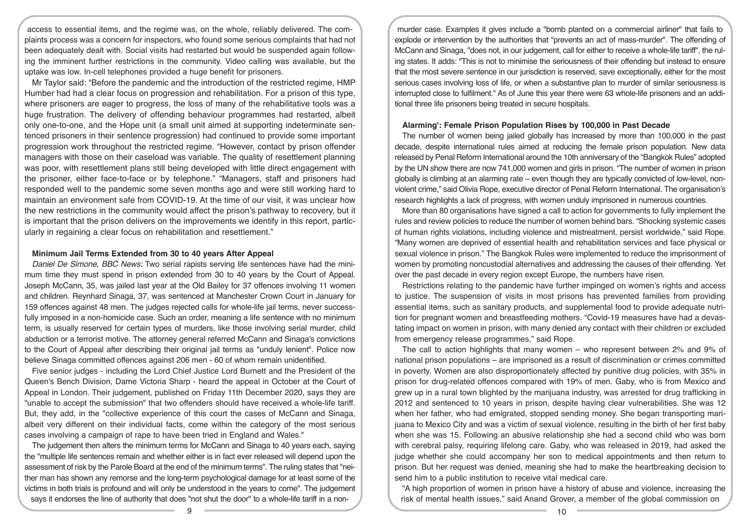access to essential items, and the regime was, on the whole, reliably delivered. The complaints process was a concern for inspectors, who found some serious complaints that had not been adequately dealt with. Social visits had restarted but would be suspended again following the imminent further restrictions in the community. Video calling was available, but the uptake was low. In-cell telephones provided a huge benefit for prisoners.

Mr Taylor said: "Before the pandemic and the introduction of the restricted regime, HMP Humber had had a clear focus on progression and rehabilitation. For a prison of this type, where prisoners are eager to progress, the loss of many of the rehabilitative tools was a huge frustration. The delivery of offending behaviour programmes had restarted, albeit only one-to-one, and the Hope unit (a small unit aimed at supporting indeterminate sentenced prisoners in their sentence progression) had continued to provide some important progression work throughout the restricted regime. "However, contact by prison offender managers with those on their caseload was variable. The quality of resettlement planning was poor, with resettlement plans still being developed with little direct engagement with the prisoner, either face-to-face or by telephone." "Managers, staff and prisoners had responded well to the pandemic some seven months ago and were still working hard to maintain an environment safe from COVID-19. At the time of our visit, it was unclear how the new restrictions in the community would affect the prison's pathway to recovery, but it is important that the prison delivers on the improvements we identify in this report, particularly in regaining a clear focus on rehabilitation and resettlement."

**Minimum Jail Terms Extended from 30 to 40 years After Appeal**

*Daniel De Simone, BBC News:* Two serial rapists serving life sentences have had the minimum time they must spend in prison extended from 30 to 40 years by the Court of Appeal. Joseph McCann, 35, was jailed last year at the Old Bailey for 37 offences involving 11 women and children. Reynhard Sinaga, 37, was sentenced at Manchester Crown Court in January for 159 offences against 48 men. The judges rejected calls for whole-life jail terms, never successfully imposed in a non-homicide case. Such an order, meaning a life sentence with no minimum term, is usually reserved for certain types of murders, like those involving serial murder, child abduction or a terrorist motive. The attorney general referred McCann and Sinaga's convictions to the Court of Appeal after describing their original jail terms as "unduly lenient". Police now believe Sinaga committed offences against 206 men - 60 of whom remain unidentified.

Five senior judges - including the Lord Chief Justice Lord Burnett and the President of the Queen's Bench Division, Dame Victoria Sharp - heard the appeal in October at the Court of Appeal in London. Their judgement, published on Friday 11th December 2020, says they are "unable to accept the submission" that two offenders should have received a whole-life tariff. But, they add, in the "collective experience of this court the cases of McCann and Sinaga, albeit very different on their individual facts, come within the category of the most serious cases involving a campaign of rape to have been tried in England and Wales."

The judgement then alters the minimum terms for McCann and Sinaga to 40 years each, saying the "multiple life sentences remain and whether either is in fact ever released will depend upon the assessment of risk by the Parole Board at the end of the minimum terms". The ruling states that "neither man has shown any remorse and the long-term psychological damage for at least some of the victims in both trials is profound and will only be understood in the years to come". The judgement says it endorses the line of authority that does "not shut the door" to a whole-life tariff in a non-murder case. Examples it gives include a "bomb planted on a commercial airliner" that fails to explode or intervention by the authorities that "prevents an act of mass-murder". The offending of McCann and Sinaga, "does not, in our judgement, call for either to receive a whole-life tariff", the ruling states. It adds: "This is not to minimise the seriousness of their offending but instead to ensure that the most severe sentence in our jurisdiction is reserved, save exceptionally, either for the most serious cases involving loss of life, or when a substantive plan to murder of similar seriousness is interrupted close to fulfilment." As of June this year there were 63 whole-life prisoners and an additional three life prisoners being treated in secure hospitals.

**Alarming': Female Prison Population Rises by 100,000 in Past Decade**

The number of women being jailed globally has increased by more than 100,000 in the past decade, despite international rules aimed at reducing the female prison population. New data released by Penal Reform International around the 10th anniversary of the "Bangkok Rules" adopted by the UN show there are now 741,000 women and girls in prison. "The number of women in prison globally is climbing at an alarming rate – even though they are typically convicted of low-level, non-violent crime," said Olivia Rope, executive director of Penal Reform International. The organisation's research highlights a lack of progress, with women unduly imprisoned in numerous countries.

More than 80 organisations have signed a call to action for governments to fully implement the rules and review policies to reduce the number of women behind bars. "Shocking systemic cases of human rights violations, including violence and mistreatment, persist worldwide," said Rope. "Many women are deprived of essential health and rehabilitation services and face physical or sexual violence in prison." The Bangkok Rules were implemented to reduce the imprisonment of women by promoting noncustodial alternatives and addressing the causes of their offending. Yet over the past decade in every region except Europe, the numbers have risen.

Restrictions relating to the pandemic have further impinged on women's rights and access to justice. The suspension of visits in most prisons has prevented families from providing essential items, such as sanitary products, and supplemental food to provide adequate nutrition for pregnant women and breastfeeding mothers. "Covid-19 measures have had a devastating impact on women in prison, with many denied any contact with their children or excluded from emergency release programmes," said Rope.

The call to action highlights that many women – who represent between 2% and 9% of national prison populations – are imprisoned as a result of discrimination or crimes committed in poverty. Women are also disproportionately affected by punitive drug policies, with 35% in prison for drug-related offences compared with 19% of men. Gaby, who is from Mexico and grew up in a rural town blighted by the marijuana industry, was arrested for drug trafficking in 2012 and sentenced to 10 years in prison, despite having clear vulnerabilities. She was 12 when her father, who had emigrated, stopped sending money. She began transporting marijuana to Mexico City and was a victim of sexual violence, resulting in the birth of her first baby when she was 15. Following an abusive relationship she had a second child who was born with cerebral palsy, requiring lifelong care. Gaby, who was released in 2019, had asked the judge whether she could accompany her son to medical appointments and then return to prison. But her request was denied, meaning she had to make the heartbreaking decision to send him to a public institution to receive vital medical care.

"A high proportion of women in prison have a history of abuse and violence, increasing the risk of mental health issues," said Anand Grover, a member of the global commission on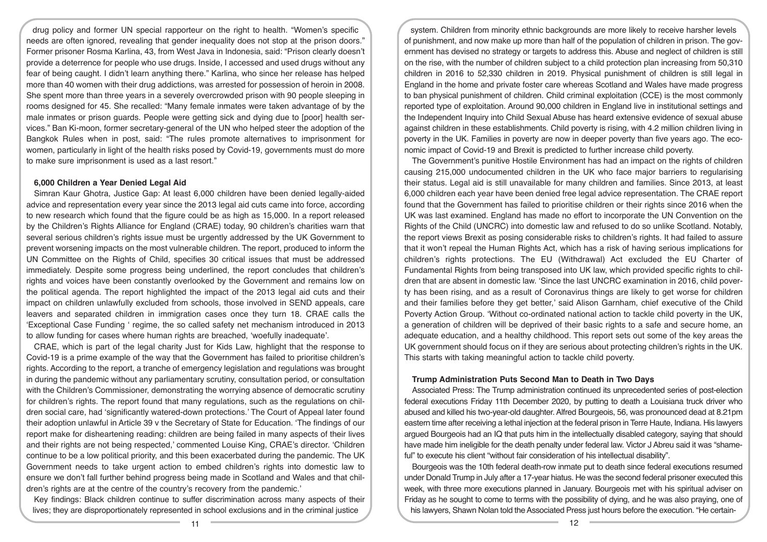drug policy and former UN special rapporteur on the right to health. "Women's specific needs are often ignored, revealing that gender inequality does not stop at the prison doors." Former prisoner Rosma Karlina, 43, from West Java in Indonesia, said: "Prison clearly doesn't provide a deterrence for people who use drugs. Inside, I accessed and used drugs without any fear of being caught. I didn't learn anything there." Karlina, who since her release has helped more than 40 women with their drug addictions, was arrested for possession of heroin in 2008. She spent more than three years in a severely overcrowded prison with 90 people sleeping in rooms designed for 45. She recalled: "Many female inmates were taken advantage of by the male inmates or prison guards. People were getting sick and dying due to [poor] health services." Ban Ki-moon, former secretary-general of the UN who helped steer the adoption of the Bangkok Rules when in post, said: "The rules promote alternatives to imprisonment for women, particularly in light of the health risks posed by Covid-19, governments must do more to make sure imprisonment is used as a last resort."

### 6,000 Children a Year Denied Legal Aid

Simran Kaur Ghotra, Justice Gap: At least 6,000 children have been denied legally-aided advice and representation every year since the 2013 legal aid cuts came into force, according to new research which found that the figure could be as high as 15,000. In a report released by the Children's Rights Alliance for England (CRAE) today, 90 children's charities warn that several serious children's rights issue must be urgently addressed by the UK Government to prevent worsening impacts on the most vulnerable children. The report, produced to inform the UN Committee on the Rights of Child, specifies 30 critical issues that must be addressed immediately. Despite some progress being underlined, the report concludes that children's rights and voices have been constantly overlooked by the Government and remains low on the political agenda. The report highlighted the impact of the 2013 legal aid cuts and their impact on children unlawfully excluded from schools, those involved in SEND appeals, care leavers and separated children in immigration cases once they turn 18. CRAE calls the 'Exceptional Case Funding ' regime, the so called safety net mechanism introduced in 2013 to allow funding for cases where human rights are breached, 'woefully inadequate'.

CRAE, which is part of the legal charity Just for Kids Law, highlight that the response to Covid-19 is a prime example of the way that the Government has failed to prioritise children's rights. According to the report, a tranche of emergency legislation and regulations was brought in during the pandemic without any parliamentary scrutiny, consultation period, or consultation with the Children's Commissioner, demonstrating the worrying absence of democratic scrutiny for children's rights. The report found that many regulations, such as the regulations on children social care, had 'significantly watered-down protections.' The Court of Appeal later found their adoption unlawful in Article 39 v the Secretary of State for Education. 'The findings of our report make for disheartening reading: children are being failed in many aspects of their lives and their rights are not being respected,' commented Louise King, CRAE's director. 'Children continue to be a low political priority, and this been exacerbated during the pandemic. The UK Government needs to take urgent action to embed children's rights into domestic law to ensure we don't fall further behind progress being made in Scotland and Wales and that children's rights are at the centre of the country's recovery from the pandemic.'

Key findings: Black children continue to suffer discrimination across many aspects of their lives; they are disproportionately represented in school exclusions and in the criminal justice system. Children from minority ethnic backgrounds are more likely to receive harsher levels of punishment, and now make up more than half of the population of children in prison. The government has devised no strategy or targets to address this. Abuse and neglect of children is still on the rise, with the number of children subject to a child protection plan increasing from 50,310 children in 2016 to 52,330 children in 2019. Physical punishment of children is still legal in England in the home and private foster care whereas Scotland and Wales have made progress to ban physical punishment of children. Child criminal exploitation (CCE) is the most commonly reported type of exploitation. Around 90,000 children in England live in institutional settings and the Independent Inquiry into Child Sexual Abuse has heard extensive evidence of sexual abuse against children in these establishments. Child poverty is rising, with 4.2 million children living in poverty in the UK. Families in poverty are now in deeper poverty than five years ago. The economic impact of Covid-19 and Brexit is predicted to further increase child poverty.

The Government's punitive Hostile Environment has had an impact on the rights of children causing 215,000 undocumented children in the UK who face major barriers to regularising their status. Legal aid is still unavailable for many children and families. Since 2013, at least 6,000 children each year have been denied free legal advice representation. The CRAE report found that the Government has failed to prioritise children or their rights since 2016 when the UK was last examined. England has made no effort to incorporate the UN Convention on the Rights of the Child (UNCRC) into domestic law and refused to do so unlike Scotland. Notably, the report views Brexit as posing considerable risks to children's rights. It had failed to assure that it won't repeal the Human Rights Act, which has a risk of having serious implications for children's rights protections. The EU (Withdrawal) Act excluded the EU Charter of Fundamental Rights from being transposed into UK law, which provided specific rights to children that are absent in domestic law. 'Since the last UNCRC examination in 2016, child poverty has been rising, and as a result of Coronavirus things are likely to get worse for children and their families before they get better,' said Alison Garnham, chief executive of the Child Poverty Action Group. 'Without co-ordinated national action to tackle child poverty in the UK, a generation of children will be deprived of their basic rights to a safe and secure home, an adequate education, and a healthy childhood. This report sets out some of the key areas the UK government should focus on if they are serious about protecting children's rights in the UK. This starts with taking meaningful action to tackle child poverty.

### Trump Administration Puts Second Man to Death in Two Days

Associated Press: The Trump administration continued its unprecedented series of post-election federal executions Friday 11th December 2020, by putting to death a Louisiana truck driver who abused and killed his two-year-old daughter. Alfred Bourgeois, 56, was pronounced dead at 8.21pm eastern time after receiving a lethal injection at the federal prison in Terre Haute, Indiana. His lawyers argued Bourgeois had an IQ that puts him in the intellectually disabled category, saying that should have made him ineligible for the death penalty under federal law. Victor J Abreu said it was "shameful" to execute his client "without fair consideration of his intellectual disability".

Bourgeois was the 10th federal death-row inmate put to death since federal executions resumed under Donald Trump in July after a 17-year hiatus. He was the second federal prisoner executed this week, with three more executions planned in January. Bourgeois met with his spiritual adviser on Friday as he sought to come to terms with the possibility of dying, and he was also praying, one of his lawyers, Shawn Nolan told the Associated Press just hours before the execution. "He certain-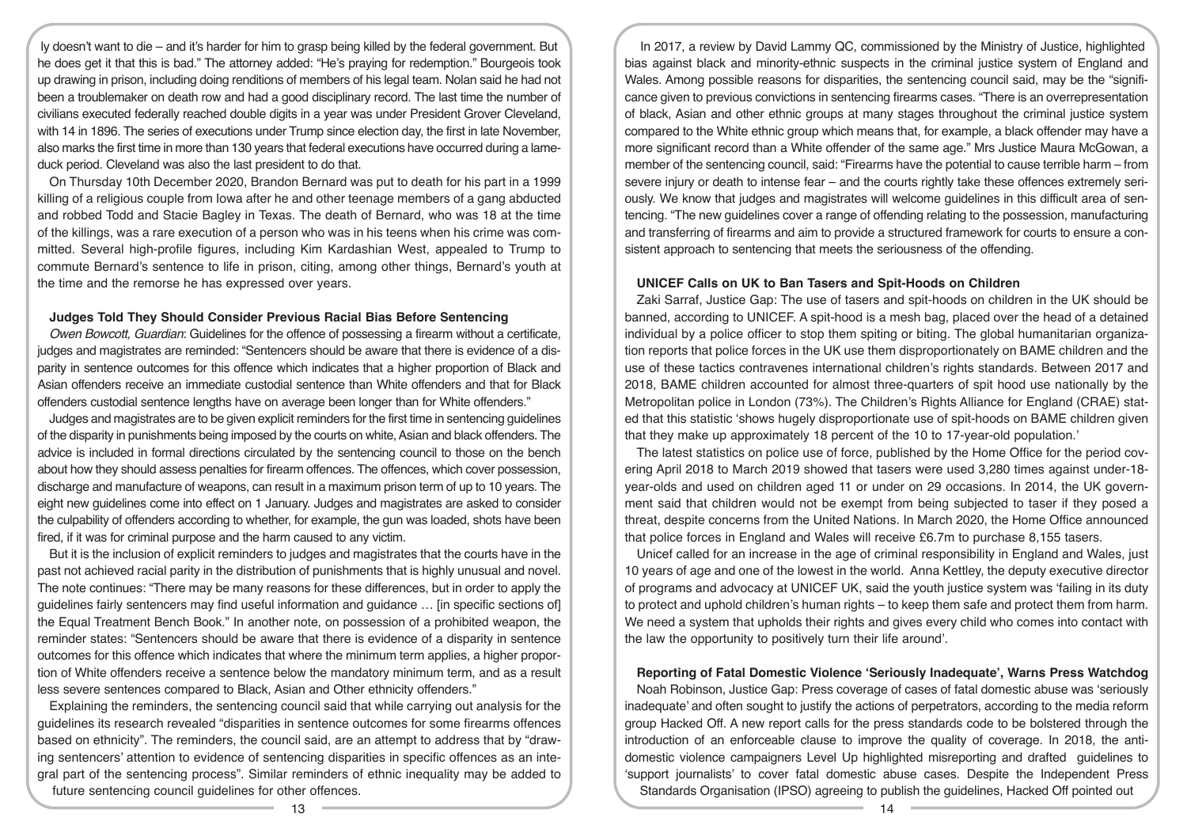ly doesn't want to die – and it's harder for him to grasp being killed by the federal government. But he does get it that this is bad." The attorney added: "He's praying for redemption." Bourgeois took up drawing in prison, including doing renditions of members of his legal team. Nolan said he had not been a troublemaker on death row and had a good disciplinary record. The last time the number of civilians executed federally reached double digits in a year was under President Grover Cleveland, with 14 in 1896. The series of executions under Trump since election day, the first in late November, also marks the first time in more than 130 years that federal executions have occurred during a lame-duck period. Cleveland was also the last president to do that.

On Thursday 10th December 2020, Brandon Bernard was put to death for his part in a 1999 killing of a religious couple from Iowa after he and other teenage members of a gang abducted and robbed Todd and Stacie Bagley in Texas. The death of Bernard, who was 18 at the time of the killings, was a rare execution of a person who was in his teens when his crime was committed. Several high-profile figures, including Kim Kardashian West, appealed to Trump to commute Bernard's sentence to life in prison, citing, among other things, Bernard's youth at the time and the remorse he has expressed over years.

### Judges Told They Should Consider Previous Racial Bias Before Sentencing

*Owen Bowcott, Guardian*: Guidelines for the offence of possessing a firearm without a certificate, judges and magistrates are reminded: "Sentencers should be aware that there is evidence of a disparity in sentence outcomes for this offence which indicates that a higher proportion of Black and Asian offenders receive an immediate custodial sentence than White offenders and that for Black offenders custodial sentence lengths have on average been longer than for White offenders."

Judges and magistrates are to be given explicit reminders for the first time in sentencing guidelines of the disparity in punishments being imposed by the courts on white, Asian and black offenders. The advice is included in formal directions circulated by the sentencing council to those on the bench about how they should assess penalties for firearm offences. The offences, which cover possession, discharge and manufacture of weapons, can result in a maximum prison term of up to 10 years. The eight new guidelines come into effect on 1 January. Judges and magistrates are asked to consider the culpability of offenders according to whether, for example, the gun was loaded, shots have been fired, if it was for criminal purpose and the harm caused to any victim.

But it is the inclusion of explicit reminders to judges and magistrates that the courts have in the past not achieved racial parity in the distribution of punishments that is highly unusual and novel. The note continues: "There may be many reasons for these differences, but in order to apply the guidelines fairly sentencers may find useful information and guidance … [in specific sections of] the Equal Treatment Bench Book." In another note, on possession of a prohibited weapon, the reminder states: "Sentencers should be aware that there is evidence of a disparity in sentence outcomes for this offence which indicates that where the minimum term applies, a higher proportion of White offenders receive a sentence below the mandatory minimum term, and as a result less severe sentences compared to Black, Asian and Other ethnicity offenders."

Explaining the reminders, the sentencing council said that while carrying out analysis for the guidelines its research revealed "disparities in sentence outcomes for some firearms offences based on ethnicity". The reminders, the council said, are an attempt to address that by "drawing sentencers' attention to evidence of sentencing disparities in specific offences as an integral part of the sentencing process". Similar reminders of ethnic inequality may be added to future sentencing council guidelines for other offences.

In 2017, a review by David Lammy QC, commissioned by the Ministry of Justice, highlighted bias against black and minority-ethnic suspects in the criminal justice system of England and Wales. Among possible reasons for disparities, the sentencing council said, may be the "significance given to previous convictions in sentencing firearms cases. "There is an overrepresentation of black, Asian and other ethnic groups at many stages throughout the criminal justice system compared to the White ethnic group which means that, for example, a black offender may have a more significant record than a White offender of the same age." Mrs Justice Maura McGowan, a member of the sentencing council, said: "Firearms have the potential to cause terrible harm – from severe injury or death to intense fear – and the courts rightly take these offences extremely seriously. We know that judges and magistrates will welcome guidelines in this difficult area of sentencing. "The new guidelines cover a range of offending relating to the possession, manufacturing and transferring of firearms and aim to provide a structured framework for courts to ensure a consistent approach to sentencing that meets the seriousness of the offending.

### UNICEF Calls on UK to Ban Tasers and Spit-Hoods on Children

Zaki Sarraf, Justice Gap: The use of tasers and spit-hoods on children in the UK should be banned, according to UNICEF. A spit-hood is a mesh bag, placed over the head of a detained individual by a police officer to stop them spiting or biting. The global humanitarian organization reports that police forces in the UK use them disproportionately on BAME children and the use of these tactics contravenes international children's rights standards. Between 2017 and 2018, BAME children accounted for almost three-quarters of spit hood use nationally by the Metropolitan police in London (73%). The Children's Rights Alliance for England (CRAE) stated that this statistic 'shows hugely disproportionate use of spit-hoods on BAME children given that they make up approximately 18 percent of the 10 to 17-year-old population.'

The latest statistics on police use of force, published by the Home Office for the period covering April 2018 to March 2019 showed that tasers were used 3,280 times against under-18-year-olds and used on children aged 11 or under on 29 occasions. In 2014, the UK government said that children would not be exempt from being subjected to taser if they posed a threat, despite concerns from the United Nations. In March 2020, the Home Office announced that police forces in England and Wales will receive £6.7m to purchase 8,155 tasers.

Unicef called for an increase in the age of criminal responsibility in England and Wales, just 10 years of age and one of the lowest in the world. Anna Kettley, the deputy executive director of programs and advocacy at UNICEF UK, said the youth justice system was 'failing in its duty to protect and uphold children's human rights – to keep them safe and protect them from harm. We need a system that upholds their rights and gives every child who comes into contact with the law the opportunity to positively turn their life around'.

### Reporting of Fatal Domestic Violence 'Seriously Inadequate', Warns Press Watchdog

Noah Robinson, Justice Gap: Press coverage of cases of fatal domestic abuse was 'seriously inadequate' and often sought to justify the actions of perpetrators, according to the media reform group Hacked Off. A new report calls for the press standards code to be bolstered through the introduction of an enforceable clause to improve the quality of coverage. In 2018, the anti-domestic violence campaigners Level Up highlighted misreporting and drafted guidelines to 'support journalists' to cover fatal domestic abuse cases. Despite the Independent Press Standards Organisation (IPSO) agreeing to publish the guidelines, Hacked Off pointed out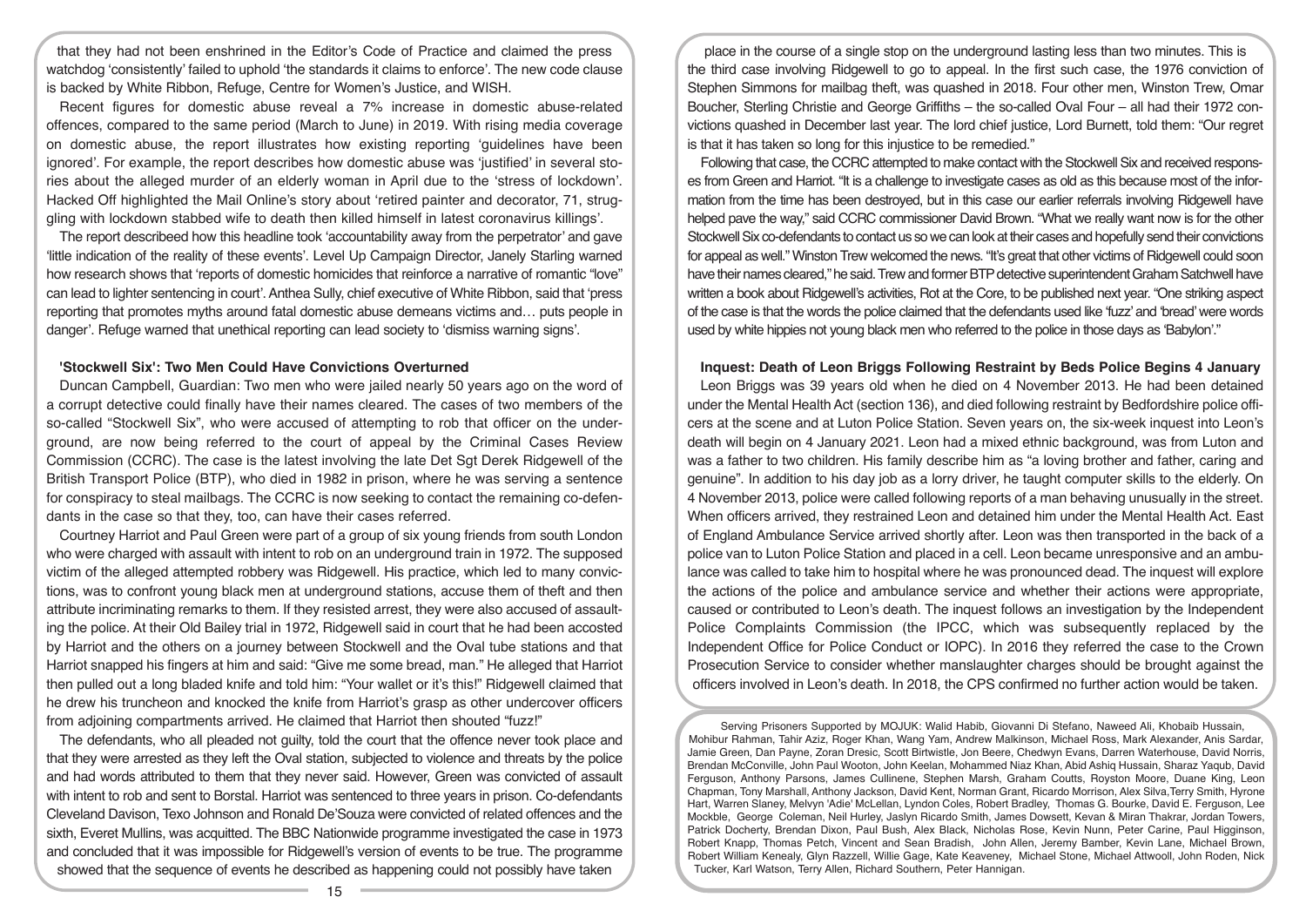that they had not been enshrined in the Editor's Code of Practice and claimed the press watchdog 'consistently' failed to uphold 'the standards it claims to enforce'. The new code clause is backed by White Ribbon, Refuge, Centre for Women's Justice, and WISH.

Recent figures for domestic abuse reveal a 7% increase in domestic abuse-related offences, compared to the same period (March to June) in 2019. With rising media coverage on domestic abuse, the report illustrates how existing reporting 'guidelines have been ignored'. For example, the report describes how domestic abuse was 'justified' in several stories about the alleged murder of an elderly woman in April due to the 'stress of lockdown'. Hacked Off highlighted the Mail Online's story about 'retired painter and decorator, 71, struggling with lockdown stabbed wife to death then killed himself in latest coronavirus killings'.

The report describeed how this headline took 'accountability away from the perpetrator' and gave 'little indication of the reality of these events'. Level Up Campaign Director, Janely Starling warned how research shows that 'reports of domestic homicides that reinforce a narrative of romantic "love" can lead to lighter sentencing in court'. Anthea Sully, chief executive of White Ribbon, said that 'press reporting that promotes myths around fatal domestic abuse demeans victims and… puts people in danger'. Refuge warned that unethical reporting can lead society to 'dismiss warning signs'.

## 'Stockwell Six': Two Men Could Have Convictions Overturned

Duncan Campbell, Guardian: Two men who were jailed nearly 50 years ago on the word of a corrupt detective could finally have their names cleared. The cases of two members of the so-called "Stockwell Six", who were accused of attempting to rob that officer on the underground, are now being referred to the court of appeal by the Criminal Cases Review Commission (CCRC). The case is the latest involving the late Det Sgt Derek Ridgewell of the British Transport Police (BTP), who died in 1982 in prison, where he was serving a sentence for conspiracy to steal mailbags. The CCRC is now seeking to contact the remaining co-defendants in the case so that they, too, can have their cases referred.

Courtney Harriot and Paul Green were part of a group of six young friends from south London who were charged with assault with intent to rob on an underground train in 1972. The supposed victim of the alleged attempted robbery was Ridgewell. His practice, which led to many convictions, was to confront young black men at underground stations, accuse them of theft and then attribute incriminating remarks to them. If they resisted arrest, they were also accused of assaulting the police. At their Old Bailey trial in 1972, Ridgewell said in court that he had been accosted by Harriot and the others on a journey between Stockwell and the Oval tube stations and that Harriot snapped his fingers at him and said: "Give me some bread, man." He alleged that Harriot then pulled out a long bladed knife and told him: "Your wallet or it's this!" Ridgewell claimed that he drew his truncheon and knocked the knife from Harriot's grasp as other undercover officers from adjoining compartments arrived. He claimed that Harriot then shouted "fuzz!"

The defendants, who all pleaded not guilty, told the court that the offence never took place and that they were arrested as they left the Oval station, subjected to violence and threats by the police and had words attributed to them that they never said. However, Green was convicted of assault with intent to rob and sent to Borstal. Harriot was sentenced to three years in prison. Co-defendants Cleveland Davison, Texo Johnson and Ronald De'Souza were convicted of related offences and the sixth, Everet Mullins, was acquitted. The BBC Nationwide programme investigated the case in 1973 and concluded that it was impossible for Ridgewell's version of events to be true. The programme showed that the sequence of events he described as happening could not possibly have taken place in the course of a single stop on the underground lasting less than two minutes. This is the third case involving Ridgewell to go to appeal. In the first such case, the 1976 conviction of Stephen Simmons for mailbag theft, was quashed in 2018. Four other men, Winston Trew, Omar Boucher, Sterling Christie and George Griffiths – the so-called Oval Four – all had their 1972 convictions quashed in December last year. The lord chief justice, Lord Burnett, told them: "Our regret is that it has taken so long for this injustice to be remedied."

Following that case, the CCRC attempted to make contact with the Stockwell Six and received responses from Green and Harriot. "It is a challenge to investigate cases as old as this because most of the information from the time has been destroyed, but in this case our earlier referrals involving Ridgewell have helped pave the way," said CCRC commissioner David Brown. "What we really want now is for the other Stockwell Six co-defendants to contact us so we can look at their cases and hopefully send their convictions for appeal as well." Winston Trew welcomed the news. "It's great that other victims of Ridgewell could soon have their names cleared," he said. Trew and former BTP detective superintendent Graham Satchwell have written a book about Ridgewell's activities, Rot at the Core, to be published next year. "One striking aspect of the case is that the words the police claimed that the defendants used like 'fuzz' and 'bread' were words used by white hippies not young black men who referred to the police in those days as 'Babylon'."

## Inquest: Death of Leon Briggs Following Restraint by Beds Police Begins 4 January

Leon Briggs was 39 years old when he died on 4 November 2013. He had been detained under the Mental Health Act (section 136), and died following restraint by Bedfordshire police officers at the scene and at Luton Police Station. Seven years on, the six-week inquest into Leon's death will begin on 4 January 2021. Leon had a mixed ethnic background, was from Luton and was a father to two children. His family describe him as "a loving brother and father, caring and genuine". In addition to his day job as a lorry driver, he taught computer skills to the elderly. On 4 November 2013, police were called following reports of a man behaving unusually in the street. When officers arrived, they restrained Leon and detained him under the Mental Health Act. East of England Ambulance Service arrived shortly after. Leon was then transported in the back of a police van to Luton Police Station and placed in a cell. Leon became unresponsive and an ambulance was called to take him to hospital where he was pronounced dead. The inquest will explore the actions of the police and ambulance service and whether their actions were appropriate, caused or contributed to Leon's death. The inquest follows an investigation by the Independent Police Complaints Commission (the IPCC, which was subsequently replaced by the Independent Office for Police Conduct or IOPC). In 2016 they referred the case to the Crown Prosecution Service to consider whether manslaughter charges should be brought against the officers involved in Leon's death. In 2018, the CPS confirmed no further action would be taken.

Serving Prisoners Supported by MOJUK: Walid Habib, Giovanni Di Stefano, Naweed Ali, Khobaib Hussain, Mohibur Rahman, Tahir Aziz, Roger Khan, Wang Yam, Andrew Malkinson, Michael Ross, Mark Alexander, Anis Sardar, Jamie Green, Dan Payne, Zoran Dresic, Scott Birtwistle, Jon Beere, Chedwyn Evans, Darren Waterhouse, David Norris, Brendan McConville, John Paul Wooton, John Keenan, Mohammed Niaz Khan, Abid Ashiq Hussain, Sharaz Yaqub, David Ferguson, Anthony Parsons, James Cullinene, Stephen Marsh, Graham Coutts, Royston Moore, Duane King, Leon Chapman, Tony Marshall, Anthony Jackson, David Kent, Norman Grant, Ricardo Morrison, Alex Silva,Terry Smith, Hyrone Hart, Warren Slaney, Melvyn 'Adie' McLellan, Lyndon Coles, Robert Bradley, Thomas G. Bourke, David E. Ferguson, Lee Mockble, George Coleman, Neil Hurley, Jaslyn Ricardo Smith, James Dowsett, Kevan & Miran Thakrar, Jordan Towers, Patrick Docherty, Brendan Dixon, Paul Bush, Alex Black, Nicholas Rose, Kevin Nunn, Peter Carine, Paul Higginson, Robert Knapp, Thomas Petch, Vincent and Sean Bradish, John Allen, Jeremy Bamber, Kevin Lane, Michael Brown, Robert William Kenealy, Glyn Razzell, Willie Gage, Kate Keaveney, Michael Stone, Michael Attwooll, John Roden, Nick Tucker, Karl Watson, Terry Allen, Richard Southern, Peter Hannigan.